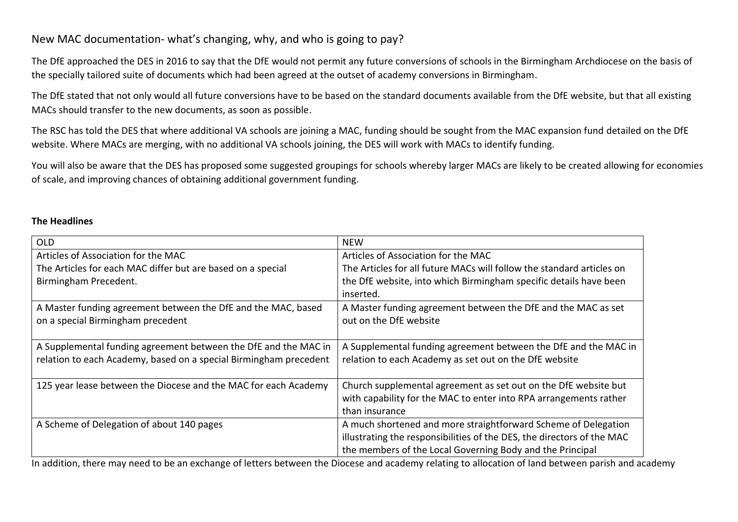## New MAC documentation- what's changing, why, and who is going to pay?

The DfE approached the DES in 2016 to say that the DfE would not permit any future conversions of schools in the Birmingham Archdiocese on the basis of the specially tailored suite of documents which had been agreed at the outset of academy conversions in Birmingham.

The DfE stated that not only would all future conversions have to be based on the standard documents available from the DfE website, but that all existing MACs should transfer to the new documents, as soon as possible.

The RSC has told the DES that where additional VA schools are joining a MAC, funding should be sought from the MAC expansion fund detailed on the DfE website. Where MACs are merging, with no additional VA schools joining, the DES will work with MACs to identify funding.

You will also be aware that the DES has proposed some suggested groupings for schools whereby larger MACs are likely to be created allowing for economies of scale, and improving chances of obtaining additional government funding.

**The Headlines**

| OLD | NEW |
|---|---|
| Articles of Association for the MAC<br>The Articles for each MAC differ but are based on a special Birmingham Precedent. | Articles of Association for the MAC<br>The Articles for all future MACs will follow the standard articles on the DfE website, into which Birmingham specific details have been inserted. |
| A Master funding agreement between the DfE and the MAC, based on a special Birmingham precedent | A Master funding agreement between the DfE and the MAC as set out on the DfE website |
| A Supplemental funding agreement between the DfE and the MAC in relation to each Academy, based on a special Birmingham precedent | A Supplemental funding agreement between the DfE and the MAC in relation to each Academy as set out on the DfE website |
| 125 year lease between the Diocese and the MAC for each Academy | Church supplemental agreement as set out on the DfE website but with capability for the MAC to enter into RPA arrangements rather than insurance |
| A Scheme of Delegation of about 140 pages | A much shortened and more straightforward Scheme of Delegation illustrating the responsibilities of the DES, the directors of the MAC the members of the Local Governing Body and the Principal |

In addition, there may need to be an exchange of letters between the Diocese and academy relating to allocation of land between parish and academy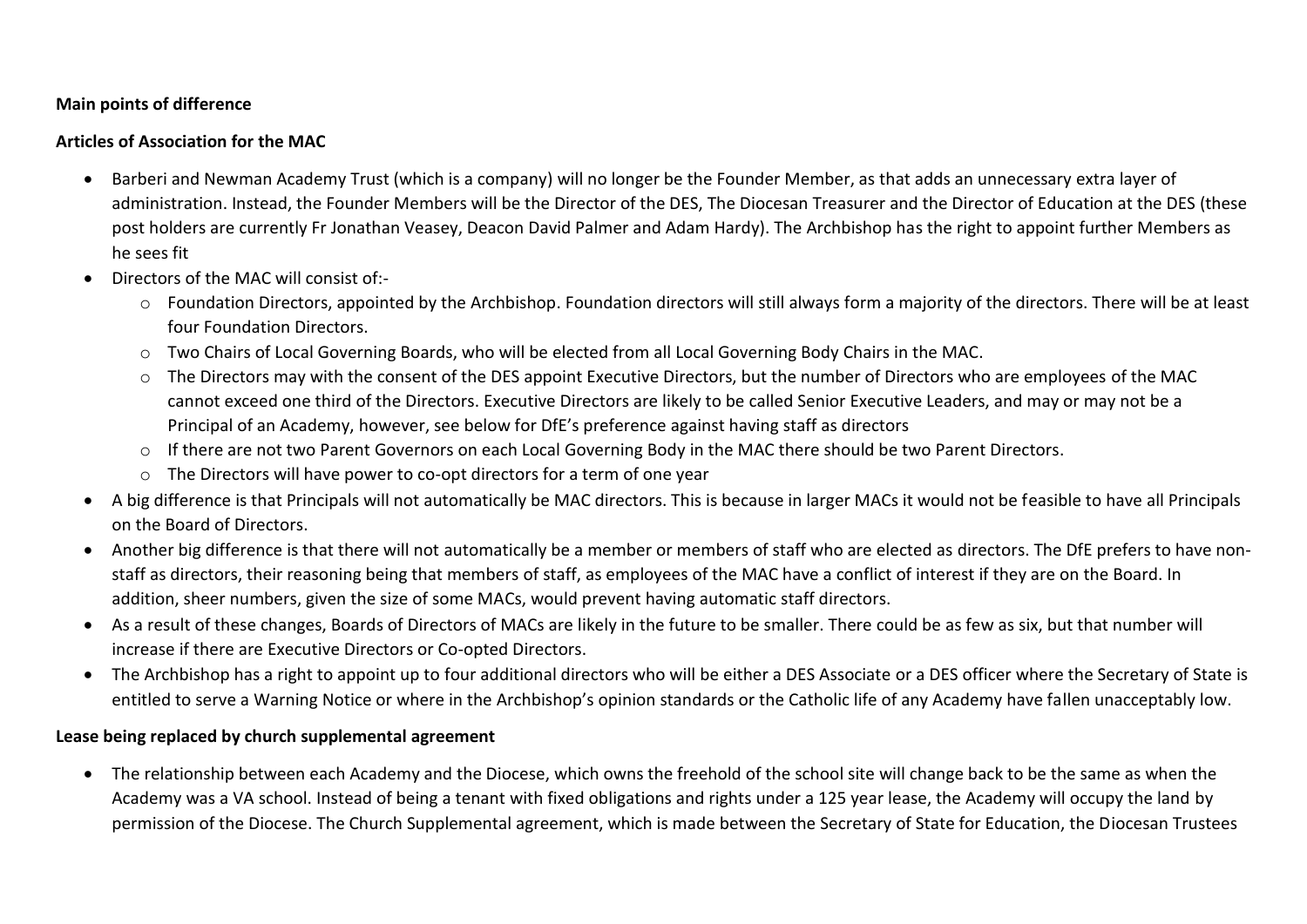**Main points of difference**

**Articles of Association for the MAC**

- Barberi and Newman Academy Trust (which is a company) will no longer be the Founder Member, as that adds an unnecessary extra layer of administration. Instead, the Founder Members will be the Director of the DES, The Diocesan Treasurer and the Director of Education at the DES (these post holders are currently Fr Jonathan Veasey, Deacon David Palmer and Adam Hardy). The Archbishop has the right to appoint further Members as he sees fit
- Directors of the MAC will consist of:-
  - Foundation Directors, appointed by the Archbishop. Foundation directors will still always form a majority of the directors. There will be at least four Foundation Directors.
  - Two Chairs of Local Governing Boards, who will be elected from all Local Governing Body Chairs in the MAC.
  - The Directors may with the consent of the DES appoint Executive Directors, but the number of Directors who are employees of the MAC cannot exceed one third of the Directors. Executive Directors are likely to be called Senior Executive Leaders, and may or may not be a Principal of an Academy, however, see below for DfE's preference against having staff as directors
  - If there are not two Parent Governors on each Local Governing Body in the MAC there should be two Parent Directors.
  - The Directors will have power to co-opt directors for a term of one year
- A big difference is that Principals will not automatically be MAC directors. This is because in larger MACs it would not be feasible to have all Principals on the Board of Directors.
- Another big difference is that there will not automatically be a member or members of staff who are elected as directors. The DfE prefers to have non-staff as directors, their reasoning being that members of staff, as employees of the MAC have a conflict of interest if they are on the Board. In addition, sheer numbers, given the size of some MACs, would prevent having automatic staff directors.
- As a result of these changes, Boards of Directors of MACs are likely in the future to be smaller. There could be as few as six, but that number will increase if there are Executive Directors or Co-opted Directors.
- The Archbishop has a right to appoint up to four additional directors who will be either a DES Associate or a DES officer where the Secretary of State is entitled to serve a Warning Notice or where in the Archbishop's opinion standards or the Catholic life of any Academy have fallen unacceptably low.

**Lease being replaced by church supplemental agreement**

- The relationship between each Academy and the Diocese, which owns the freehold of the school site will change back to be the same as when the Academy was a VA school. Instead of being a tenant with fixed obligations and rights under a 125 year lease, the Academy will occupy the land by permission of the Diocese. The Church Supplemental agreement, which is made between the Secretary of State for Education, the Diocesan Trustees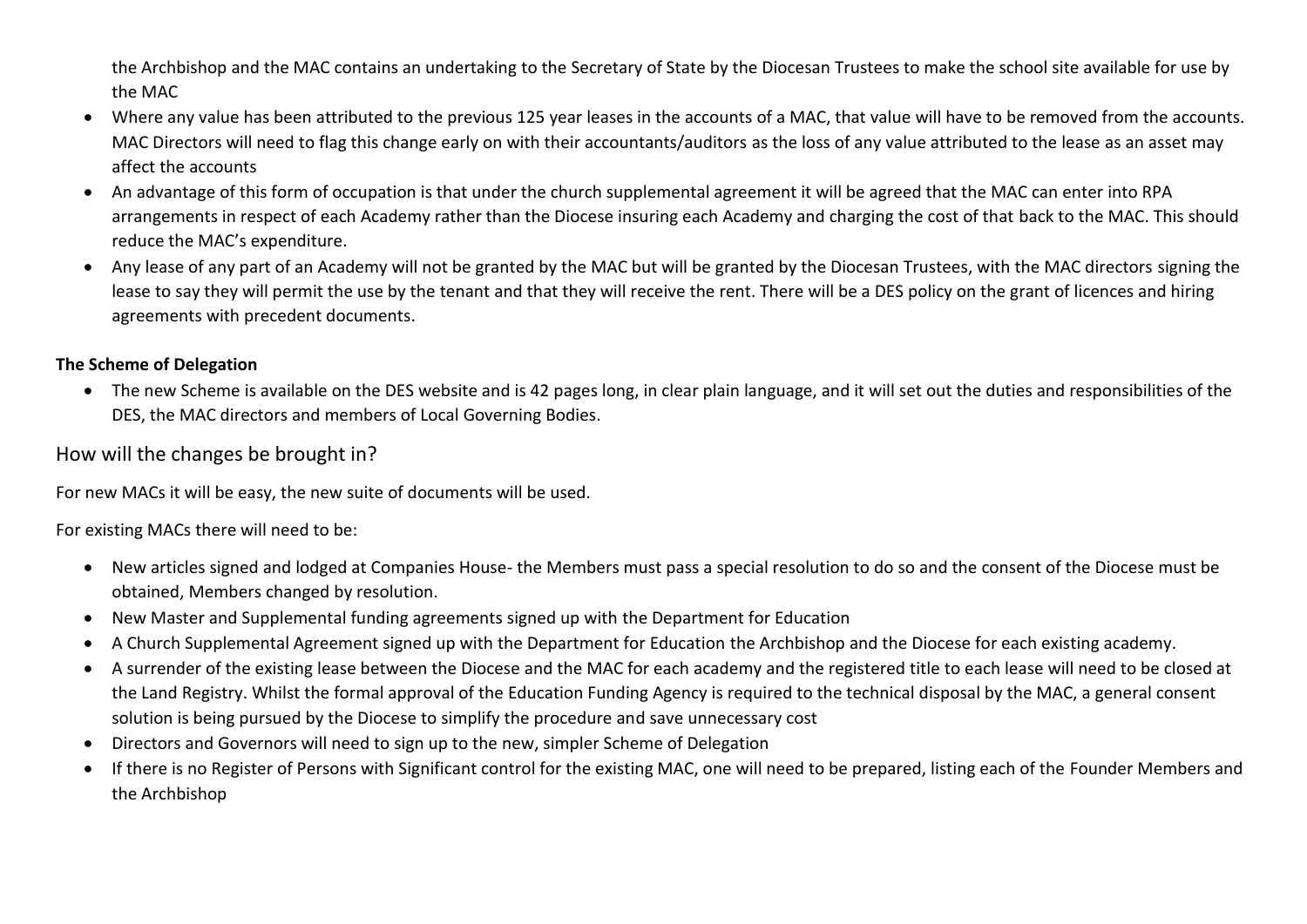the Archbishop and the MAC contains an undertaking to the Secretary of State by the Diocesan Trustees to make the school site available for use by the MAC

- Where any value has been attributed to the previous 125 year leases in the accounts of a MAC, that value will have to be removed from the accounts. MAC Directors will need to flag this change early on with their accountants/auditors as the loss of any value attributed to the lease as an asset may affect the accounts
- An advantage of this form of occupation is that under the church supplemental agreement it will be agreed that the MAC can enter into RPA arrangements in respect of each Academy rather than the Diocese insuring each Academy and charging the cost of that back to the MAC. This should reduce the MAC's expenditure.
- Any lease of any part of an Academy will not be granted by the MAC but will be granted by the Diocesan Trustees, with the MAC directors signing the lease to say they will permit the use by the tenant and that they will receive the rent. There will be a DES policy on the grant of licences and hiring agreements with precedent documents.

**The Scheme of Delegation**

- The new Scheme is available on the DES website and is 42 pages long, in clear plain language, and it will set out the duties and responsibilities of the DES, the MAC directors and members of Local Governing Bodies.

## How will the changes be brought in?

For new MACs it will be easy, the new suite of documents will be used.

For existing MACs there will need to be:

- New articles signed and lodged at Companies House- the Members must pass a special resolution to do so and the consent of the Diocese must be obtained, Members changed by resolution.
- New Master and Supplemental funding agreements signed up with the Department for Education
- A Church Supplemental Agreement signed up with the Department for Education the Archbishop and the Diocese for each existing academy.
- A surrender of the existing lease between the Diocese and the MAC for each academy and the registered title to each lease will need to be closed at the Land Registry. Whilst the formal approval of the Education Funding Agency is required to the technical disposal by the MAC, a general consent solution is being pursued by the Diocese to simplify the procedure and save unnecessary cost
- Directors and Governors will need to sign up to the new, simpler Scheme of Delegation
- If there is no Register of Persons with Significant control for the existing MAC, one will need to be prepared, listing each of the Founder Members and the Archbishop